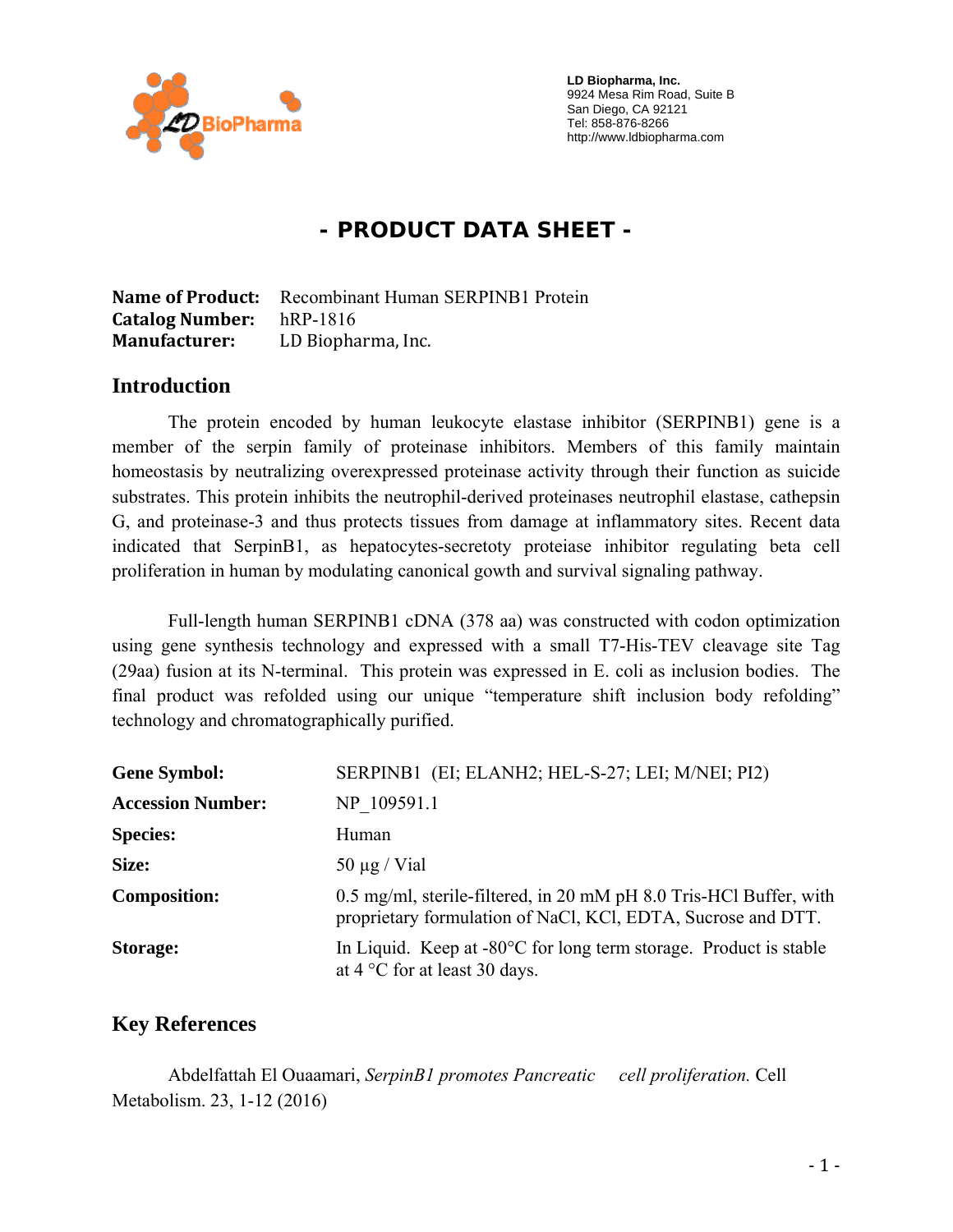LD Biopharma, Inc.
9924 Mesa Rim Road, Suite B
San Diego, CA 92121
Tel: 858-876-8266
http://www.ldbiopharma.com

# - PRODUCT DATA SHEET -

**Name of Product:** Recombinant Human SERPINB1 Protein
**Catalog Number:** hRP-1816
**Manufacturer:** LD Biopharma, Inc.

## Introduction

The protein encoded by human leukocyte elastase inhibitor (SERPINB1) gene is a member of the serpin family of proteinase inhibitors. Members of this family maintain homeostasis by neutralizing overexpressed proteinase activity through their function as suicide substrates. This protein inhibits the neutrophil-derived proteinases neutrophil elastase, cathepsin G, and proteinase-3 and thus protects tissues from damage at inflammatory sites. Recent data indicated that SerpinB1, as hepatocytes-secretoty proteiase inhibitor regulating beta cell proliferation in human by modulating canonical gowth and survival signaling pathway.

Full-length human SERPINB1 cDNA (378 aa) was constructed with codon optimization using gene synthesis technology and expressed with a small T7-His-TEV cleavage site Tag (29aa) fusion at its N-terminal. This protein was expressed in E. coli as inclusion bodies. The final product was refolded using our unique "temperature shift inclusion body refolding" technology and chromatographically purified.

| | |
|---|---|
| **Gene Symbol:** | SERPINB1 (EI; ELANH2; HEL-S-27; LEI; M/NEI; PI2) |
| **Accession Number:** | NP_109591.1 |
| **Species:** | Human |
| **Size:** | 50 µg / Vial |
| **Composition:** | 0.5 mg/ml, sterile-filtered, in 20 mM pH 8.0 Tris-HCl Buffer, with proprietary formulation of NaCl, KCl, EDTA, Sucrose and DTT. |
| **Storage:** | In Liquid. Keep at -80°C for long term storage. Product is stable at 4 °C for at least 30 days. |

## Key References

Abdelfattah El Ouaamari, *SerpinB1 promotes Pancreatic cell proliferation.* Cell Metabolism. 23, 1-12 (2016)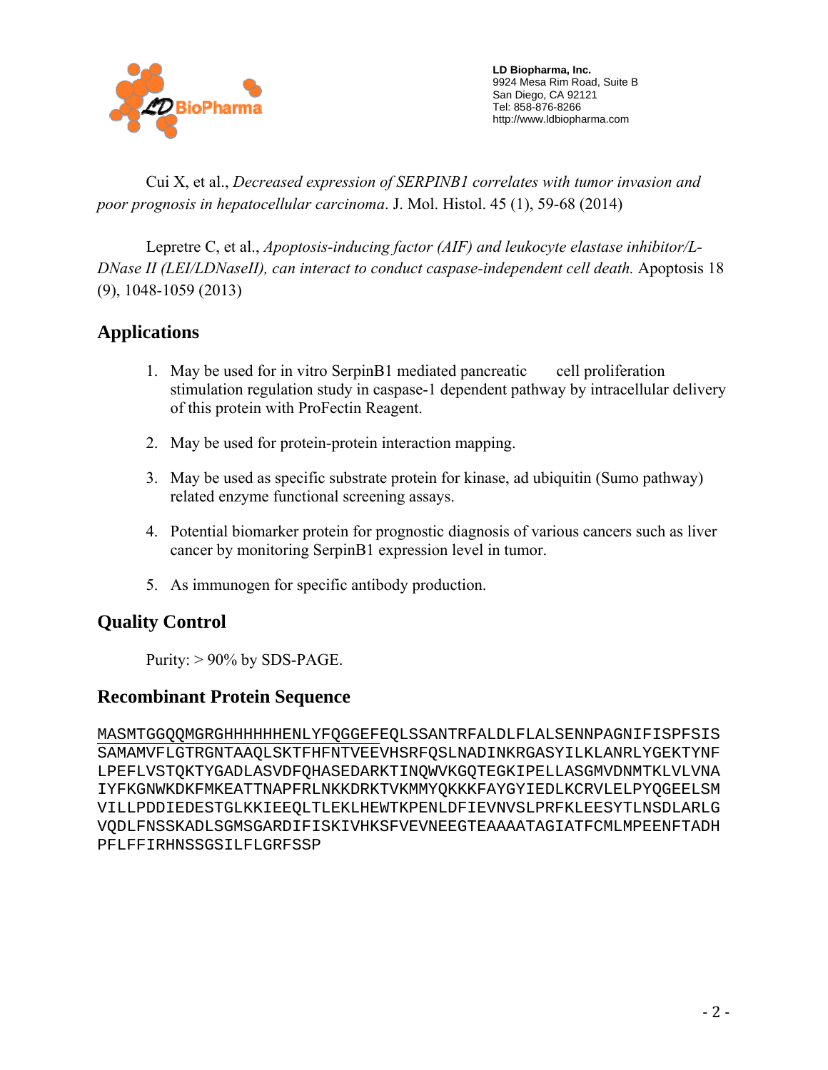Cui X, et al., *Decreased expression of SERPINB1 correlates with tumor invasion and poor prognosis in hepatocellular carcinoma*. J. Mol. Histol. 45 (1), 59-68 (2014)

Lepretre C, et al., *Apoptosis-inducing factor (AIF) and leukocyte elastase inhibitor/L-DNase II (LEI/LDNaseII), can interact to conduct caspase-independent cell death.* Apoptosis 18 (9), 1048-1059 (2013)

## Applications

1. May be used for in vitro SerpinB1 mediated pancreatic cell proliferation stimulation regulation study in caspase-1 dependent pathway by intracellular delivery of this protein with ProFectin Reagent.
2. May be used for protein-protein interaction mapping.
3. May be used as specific substrate protein for kinase, ad ubiquitin (Sumo pathway) related enzyme functional screening assays.
4. Potential biomarker protein for prognostic diagnosis of various cancers such as liver cancer by monitoring SerpinB1 expression level in tumor.
5. As immunogen for specific antibody production.

## Quality Control

Purity: > 90% by SDS-PAGE.

## Recombinant Protein Sequence

```
MASMTGGQQMGRGHHHHHHENLYFQGGEFEQLSSANTRFALDLFLALSENNPAGNIFISPFSIS
SAMAMVFLGTRGNTAAQLSKTFHFNTVEEVHSRFQSLNADINKRGASYILKLANRLYGEKTYNF
LPEFLVSTQKTYGADLASVDFQHASEDARKTINQWVKGQTEGKIPELLASGMVDNMTKLVLVNA
IYFKGNWKDKFMKEATTNAPFRLNKKDRKTVKMMYQKKKFAYGYIEDLKCRVLELPYQGEELSM
VILLPDDIEDESTGLKKIEEQLTLEKLHEWTKPENLDFIEVNVSLPRFKLEESYTLNSDLARLG
VQDLFNSSKADLSGMSGARDIFISKIVHKSFVEVNEEGTEAAAATAGIATFCMLMPEENFTADH
PFLFFIRHNSSGSILFLGRFSSP
```